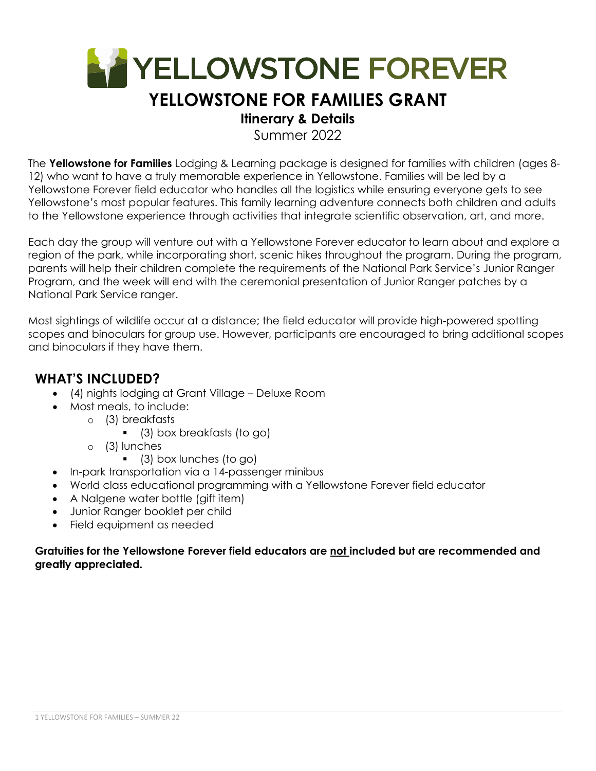# YELLOWSTONE FOREVER

## YELLOWSTONE FOR FAMILIES GRANT

### Itinerary & Details

Summer 2022

The **Yellowstone for Families** Lodging & Learning package is designed for families with children (ages 8-12) who want to have a truly memorable experience in Yellowstone. Families will be led by a Yellowstone Forever field educator who handles all the logistics while ensuring everyone gets to see Yellowstone's most popular features. This family learning adventure connects both children and adults to the Yellowstone experience through activities that integrate scientific observation, art, and more.

Each day the group will venture out with a Yellowstone Forever educator to learn about and explore a region of the park, while incorporating short, scenic hikes throughout the program. During the program, parents will help their children complete the requirements of the National Park Service's Junior Ranger Program, and the week will end with the ceremonial presentation of Junior Ranger patches by a National Park Service ranger.

Most sightings of wildlife occur at a distance; the field educator will provide high-powered spotting scopes and binoculars for group use. However, participants are encouraged to bring additional scopes and binoculars if they have them.

## WHAT'S INCLUDED?

- (4) nights lodging at Grant Village – Deluxe Room
- Most meals, to include:
  - (3) breakfasts
    - (3) box breakfasts (to go)
  - (3) lunches
    - (3) box lunches (to go)
- In-park transportation via a 14-passenger minibus
- World class educational programming with a Yellowstone Forever field educator
- A Nalgene water bottle (gift item)
- Junior Ranger booklet per child
- Field equipment as needed

**Gratuities for the Yellowstone Forever field educators are <u>not</u> included but are recommended and greatly appreciated.**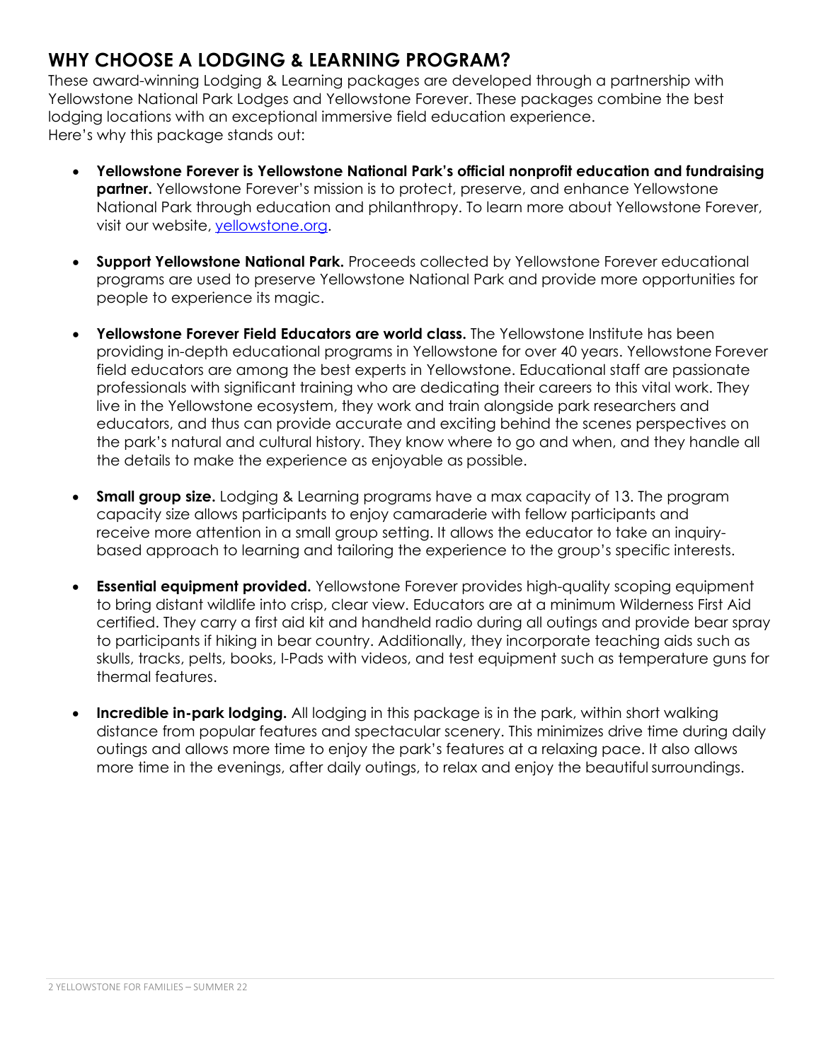## WHY CHOOSE A LODGING & LEARNING PROGRAM?

These award-winning Lodging & Learning packages are developed through a partnership with Yellowstone National Park Lodges and Yellowstone Forever. These packages combine the best lodging locations with an exceptional immersive field education experience.
Here's why this package stands out:

- **Yellowstone Forever is Yellowstone National Park's official nonprofit education and fundraising partner.** Yellowstone Forever's mission is to protect, preserve, and enhance Yellowstone National Park through education and philanthropy. To learn more about Yellowstone Forever, visit our website, [yellowstone.org](yellowstone.org).

- **Support Yellowstone National Park.** Proceeds collected by Yellowstone Forever educational programs are used to preserve Yellowstone National Park and provide more opportunities for people to experience its magic.

- **Yellowstone Forever Field Educators are world class.** The Yellowstone Institute has been providing in-depth educational programs in Yellowstone for over 40 years. Yellowstone Forever field educators are among the best experts in Yellowstone. Educational staff are passionate professionals with significant training who are dedicating their careers to this vital work. They live in the Yellowstone ecosystem, they work and train alongside park researchers and educators, and thus can provide accurate and exciting behind the scenes perspectives on the park's natural and cultural history. They know where to go and when, and they handle all the details to make the experience as enjoyable as possible.

- **Small group size.** Lodging & Learning programs have a max capacity of 13. The program capacity size allows participants to enjoy camaraderie with fellow participants and receive more attention in a small group setting. It allows the educator to take an inquiry-based approach to learning and tailoring the experience to the group's specific interests.

- **Essential equipment provided.** Yellowstone Forever provides high-quality scoping equipment to bring distant wildlife into crisp, clear view. Educators are at a minimum Wilderness First Aid certified. They carry a first aid kit and handheld radio during all outings and provide bear spray to participants if hiking in bear country. Additionally, they incorporate teaching aids such as skulls, tracks, pelts, books, I-Pads with videos, and test equipment such as temperature guns for thermal features.

- **Incredible in-park lodging.** All lodging in this package is in the park, within short walking distance from popular features and spectacular scenery. This minimizes drive time during daily outings and allows more time to enjoy the park's features at a relaxing pace. It also allows more time in the evenings, after daily outings, to relax and enjoy the beautiful surroundings.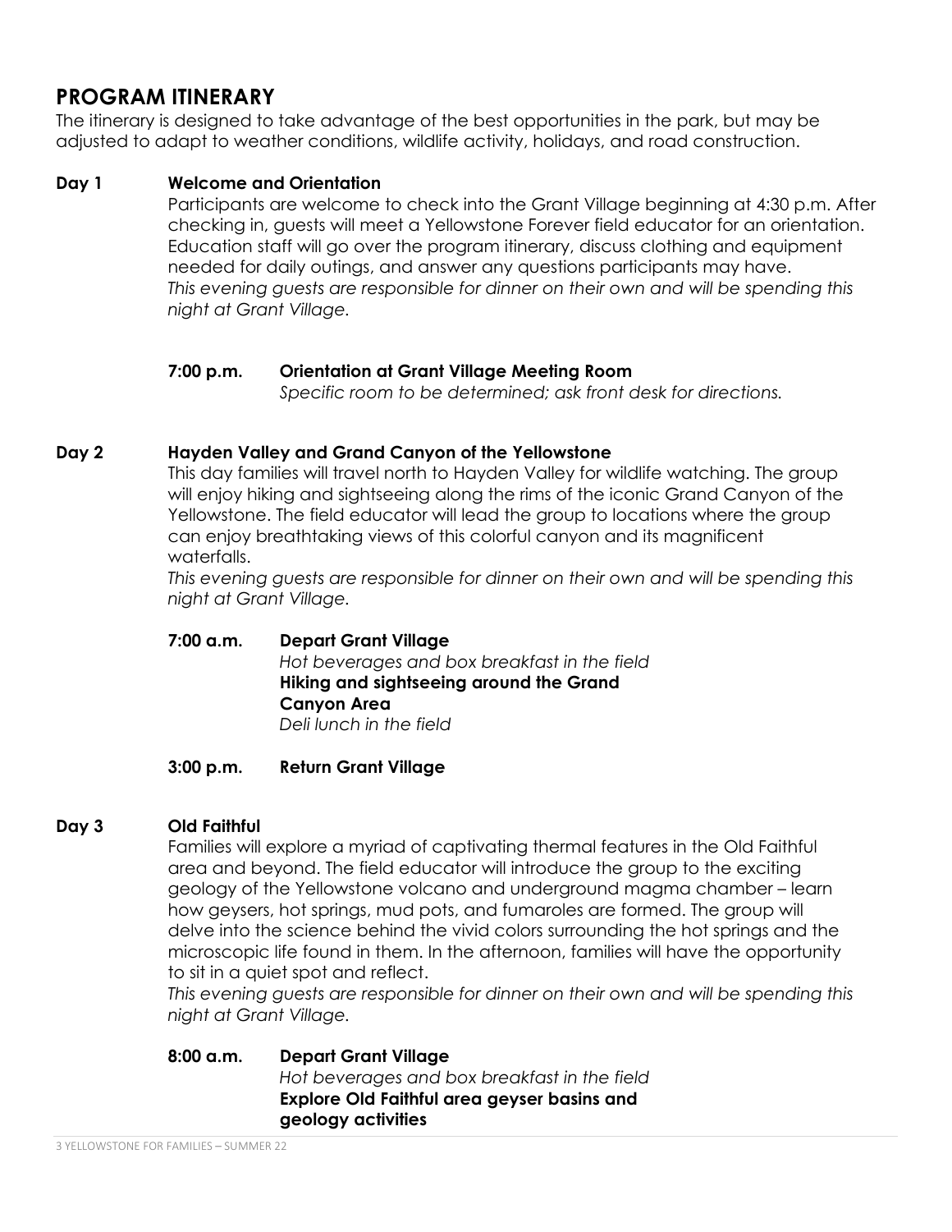## PROGRAM ITINERARY

The itinerary is designed to take advantage of the best opportunities in the park, but may be adjusted to adapt to weather conditions, wildlife activity, holidays, and road construction.

### Day 1 — Welcome and Orientation

Participants are welcome to check into the Grant Village beginning at 4:30 p.m. After checking in, guests will meet a Yellowstone Forever field educator for an orientation. Education staff will go over the program itinerary, discuss clothing and equipment needed for daily outings, and answer any questions participants may have.
*This evening guests are responsible for dinner on their own and will be spending this night at Grant Village.*

**7:00 p.m.** **Orientation at Grant Village Meeting Room**
*Specific room to be determined; ask front desk for directions.*

### Day 2 — Hayden Valley and Grand Canyon of the Yellowstone

This day families will travel north to Hayden Valley for wildlife watching. The group will enjoy hiking and sightseeing along the rims of the iconic Grand Canyon of the Yellowstone. The field educator will lead the group to locations where the group can enjoy breathtaking views of this colorful canyon and its magnificent waterfalls.
*This evening guests are responsible for dinner on their own and will be spending this night at Grant Village.*

**7:00 a.m.** **Depart Grant Village**
*Hot beverages and box breakfast in the field*
**Hiking and sightseeing around the Grand Canyon Area**
*Deli lunch in the field*

**3:00 p.m.** **Return Grant Village**

### Day 3 — Old Faithful

Families will explore a myriad of captivating thermal features in the Old Faithful area and beyond. The field educator will introduce the group to the exciting geology of the Yellowstone volcano and underground magma chamber – learn how geysers, hot springs, mud pots, and fumaroles are formed. The group will delve into the science behind the vivid colors surrounding the hot springs and the microscopic life found in them. In the afternoon, families will have the opportunity to sit in a quiet spot and reflect.
*This evening guests are responsible for dinner on their own and will be spending this night at Grant Village.*

**8:00 a.m.** **Depart Grant Village**
*Hot beverages and box breakfast in the field*
**Explore Old Faithful area geyser basins and geology activities**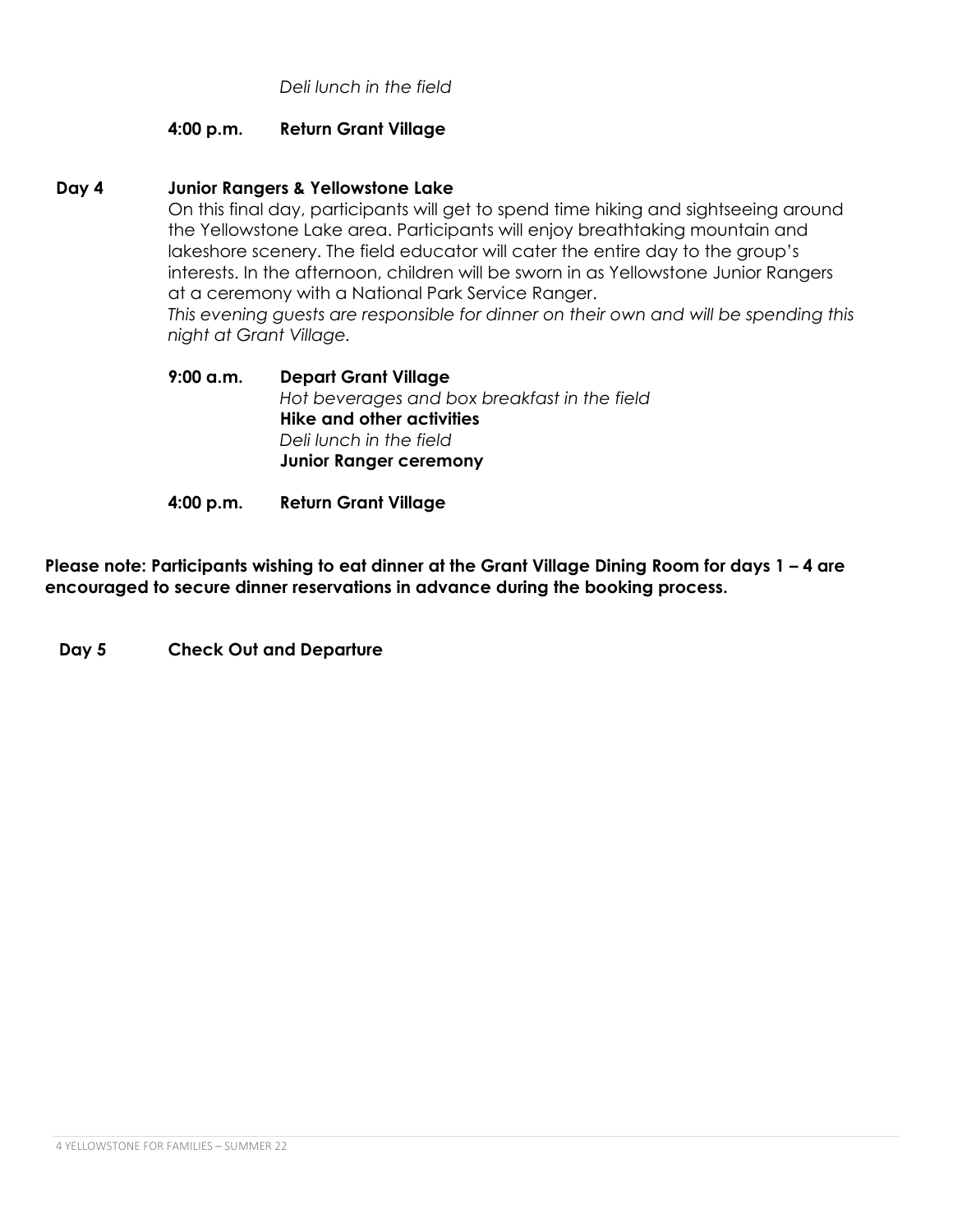*Deli lunch in the field*

**4:00 p.m.** **Return Grant Village**

**Day 4** **Junior Rangers & Yellowstone Lake**

On this final day, participants will get to spend time hiking and sightseeing around the Yellowstone Lake area. Participants will enjoy breathtaking mountain and lakeshore scenery. The field educator will cater the entire day to the group's interests. In the afternoon, children will be sworn in as Yellowstone Junior Rangers at a ceremony with a National Park Service Ranger.

*This evening guests are responsible for dinner on their own and will be spending this night at Grant Village.*

**9:00 a.m.** **Depart Grant Village**
*Hot beverages and box breakfast in the field*
**Hike and other activities**
*Deli lunch in the field*
**Junior Ranger ceremony**

**4:00 p.m.** **Return Grant Village**

**Please note: Participants wishing to eat dinner at the Grant Village Dining Room for days 1 – 4 are encouraged to secure dinner reservations in advance during the booking process.**

**Day 5** **Check Out and Departure**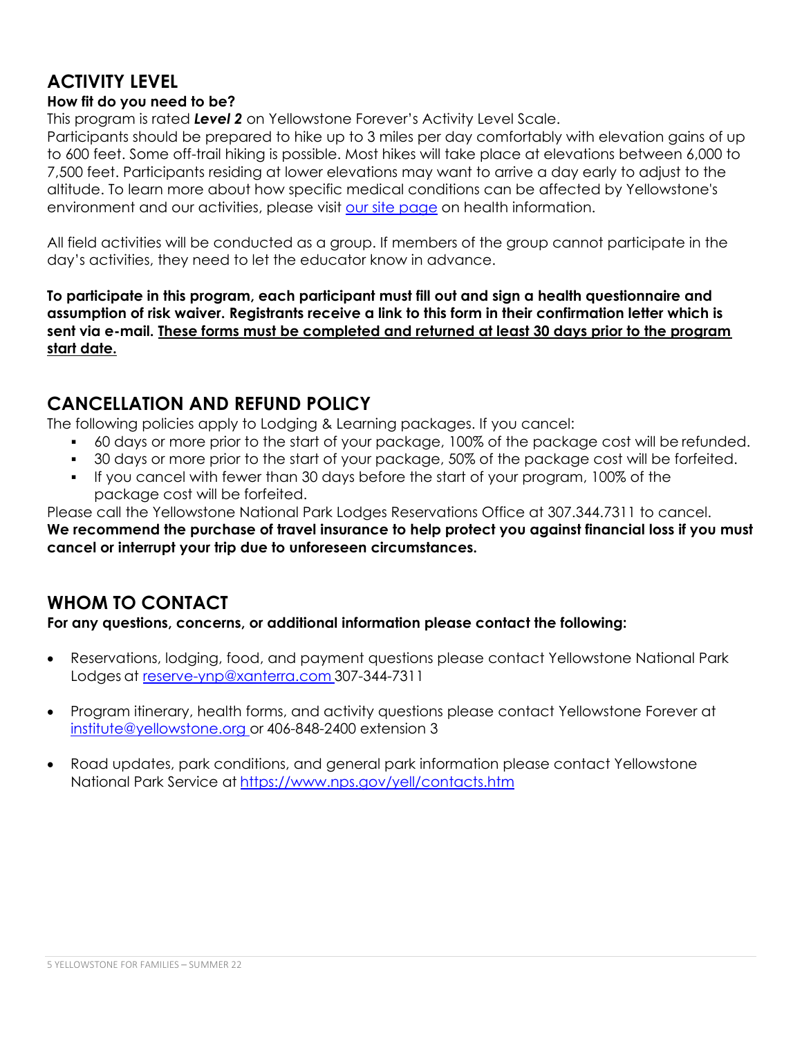## ACTIVITY LEVEL

**How fit do you need to be?**

This program is rated ***Level 2*** on Yellowstone Forever's Activity Level Scale.

Participants should be prepared to hike up to 3 miles per day comfortably with elevation gains of up to 600 feet. Some off-trail hiking is possible. Most hikes will take place at elevations between 6,000 to 7,500 feet. Participants residing at lower elevations may want to arrive a day early to adjust to the altitude. To learn more about how specific medical conditions can be affected by Yellowstone's environment and our activities, please visit our site page on health information.

All field activities will be conducted as a group. If members of the group cannot participate in the day's activities, they need to let the educator know in advance.

**To participate in this program, each participant must fill out and sign a health questionnaire and assumption of risk waiver. Registrants receive a link to this form in their confirmation letter which is sent via e-mail. <u>These forms must be completed and returned at least 30 days prior to the program start date.</u>**

## CANCELLATION AND REFUND POLICY

The following policies apply to Lodging & Learning packages. If you cancel:

- 60 days or more prior to the start of your package, 100% of the package cost will be refunded.
- 30 days or more prior to the start of your package, 50% of the package cost will be forfeited.
- If you cancel with fewer than 30 days before the start of your program, 100% of the package cost will be forfeited.

Please call the Yellowstone National Park Lodges Reservations Office at 307.344.7311 to cancel.

**We recommend the purchase of travel insurance to help protect you against financial loss if you must cancel or interrupt your trip due to unforeseen circumstances.**

## WHOM TO CONTACT

**For any questions, concerns, or additional information please contact the following:**

- Reservations, lodging, food, and payment questions please contact Yellowstone National Park Lodges at reserve-ynp@xanterra.com 307-344-7311

- Program itinerary, health forms, and activity questions please contact Yellowstone Forever at institute@yellowstone.org or 406-848-2400 extension 3

- Road updates, park conditions, and general park information please contact Yellowstone National Park Service at https://www.nps.gov/yell/contacts.htm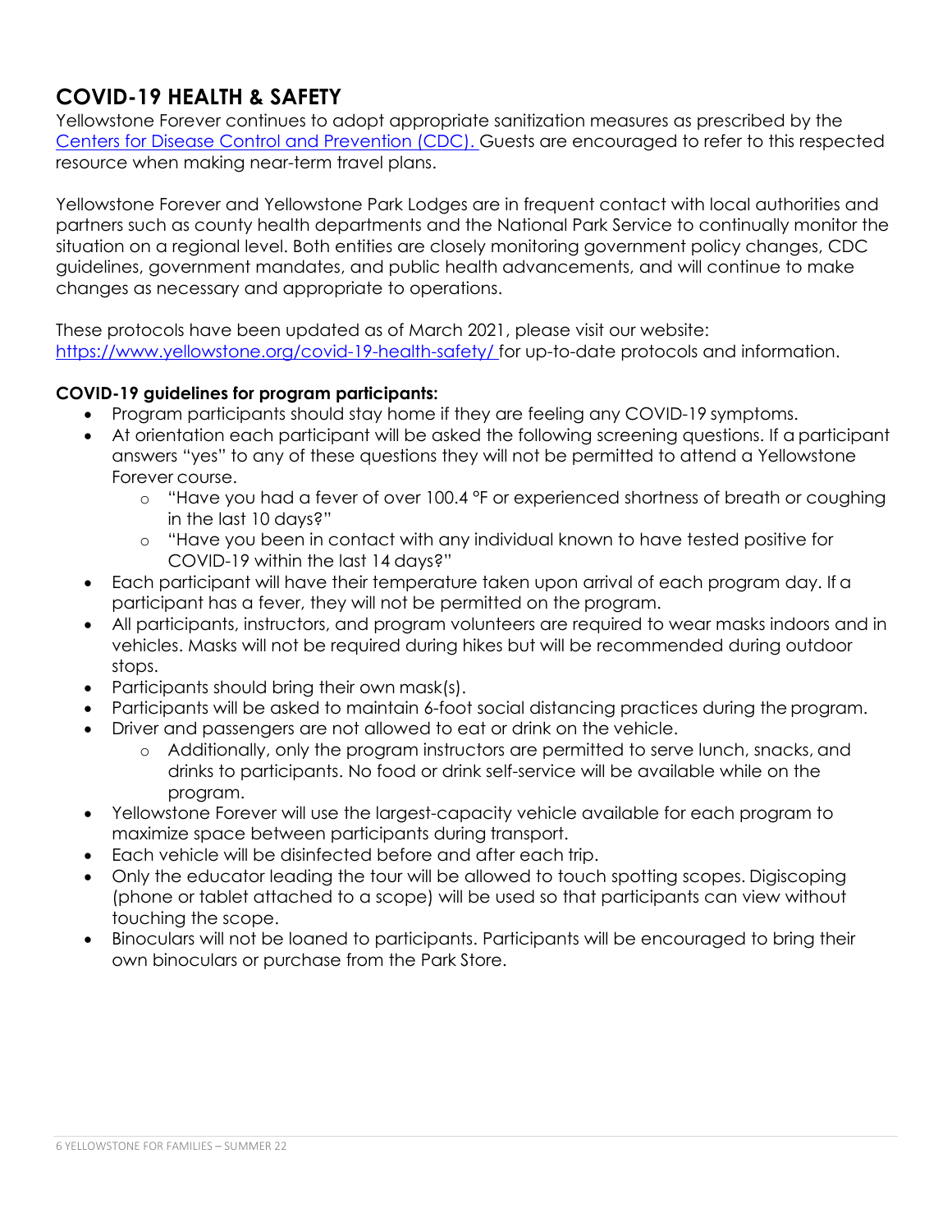## COVID-19 HEALTH & SAFETY

Yellowstone Forever continues to adopt appropriate sanitization measures as prescribed by the [Centers for Disease Control and Prevention (CDC).](https://www.cdc.gov/) Guests are encouraged to refer to this respected resource when making near-term travel plans.

Yellowstone Forever and Yellowstone Park Lodges are in frequent contact with local authorities and partners such as county health departments and the National Park Service to continually monitor the situation on a regional level. Both entities are closely monitoring government policy changes, CDC guidelines, government mandates, and public health advancements, and will continue to make changes as necessary and appropriate to operations.

These protocols have been updated as of March 2021, please visit our website: [https://www.yellowstone.org/covid-19-health-safety/](https://www.yellowstone.org/covid-19-health-safety/) for up-to-date protocols and information.

**COVID-19 guidelines for program participants:**

- Program participants should stay home if they are feeling any COVID-19 symptoms.
- At orientation each participant will be asked the following screening questions. If a participant answers "yes" to any of these questions they will not be permitted to attend a Yellowstone Forever course.
  - "Have you had a fever of over 100.4 °F or experienced shortness of breath or coughing in the last 10 days?"
  - "Have you been in contact with any individual known to have tested positive for COVID-19 within the last 14 days?"
- Each participant will have their temperature taken upon arrival of each program day. If a participant has a fever, they will not be permitted on the program.
- All participants, instructors, and program volunteers are required to wear masks indoors and in vehicles. Masks will not be required during hikes but will be recommended during outdoor stops.
- Participants should bring their own mask(s).
- Participants will be asked to maintain 6-foot social distancing practices during the program.
- Driver and passengers are not allowed to eat or drink on the vehicle.
  - Additionally, only the program instructors are permitted to serve lunch, snacks, and drinks to participants. No food or drink self-service will be available while on the program.
- Yellowstone Forever will use the largest-capacity vehicle available for each program to maximize space between participants during transport.
- Each vehicle will be disinfected before and after each trip.
- Only the educator leading the tour will be allowed to touch spotting scopes. Digiscoping (phone or tablet attached to a scope) will be used so that participants can view without touching the scope.
- Binoculars will not be loaned to participants. Participants will be encouraged to bring their own binoculars or purchase from the Park Store.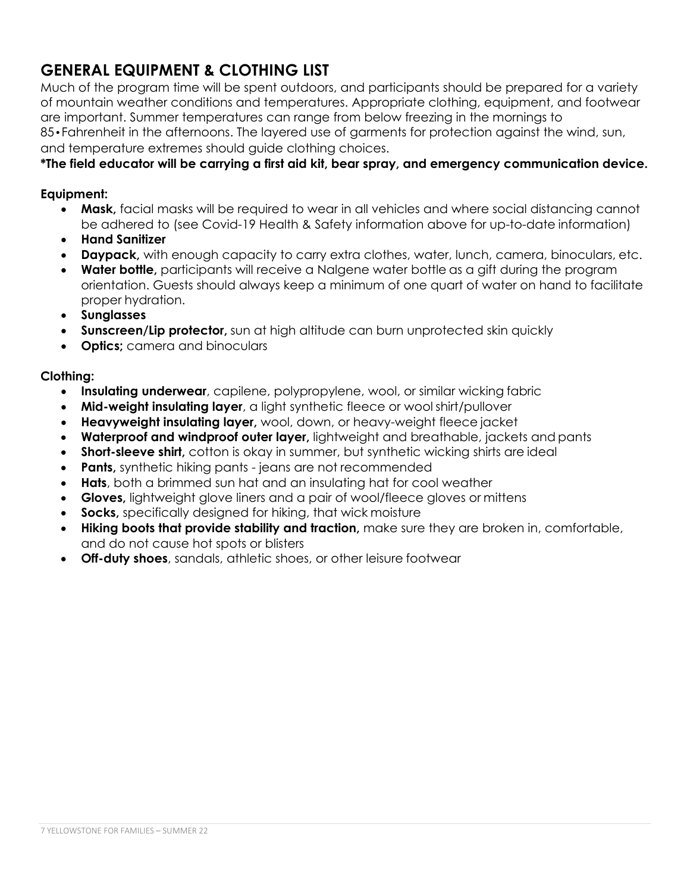## GENERAL EQUIPMENT & CLOTHING LIST

Much of the program time will be spent outdoors, and participants should be prepared for a variety of mountain weather conditions and temperatures. Appropriate clothing, equipment, and footwear are important. Summer temperatures can range from below freezing in the mornings to 85•Fahrenheit in the afternoons. The layered use of garments for protection against the wind, sun, and temperature extremes should guide clothing choices.

**\*The field educator will be carrying a first aid kit, bear spray, and emergency communication device.**

**Equipment:**

- **Mask,** facial masks will be required to wear in all vehicles and where social distancing cannot be adhered to (see Covid-19 Health & Safety information above for up-to-date information)
- **Hand Sanitizer**
- **Daypack,** with enough capacity to carry extra clothes, water, lunch, camera, binoculars, etc.
- **Water bottle,** participants will receive a Nalgene water bottle as a gift during the program orientation. Guests should always keep a minimum of one quart of water on hand to facilitate proper hydration.
- **Sunglasses**
- **Sunscreen/Lip protector,** sun at high altitude can burn unprotected skin quickly
- **Optics;** camera and binoculars

**Clothing:**

- **Insulating underwear**, capilene, polypropylene, wool, or similar wicking fabric
- **Mid-weight insulating layer**, a light synthetic fleece or wool shirt/pullover
- **Heavyweight insulating layer,** wool, down, or heavy-weight fleece jacket
- **Waterproof and windproof outer layer,** lightweight and breathable, jackets and pants
- **Short-sleeve shirt,** cotton is okay in summer, but synthetic wicking shirts are ideal
- **Pants,** synthetic hiking pants - jeans are not recommended
- **Hats**, both a brimmed sun hat and an insulating hat for cool weather
- **Gloves,** lightweight glove liners and a pair of wool/fleece gloves or mittens
- **Socks,** specifically designed for hiking, that wick moisture
- **Hiking boots that provide stability and traction,** make sure they are broken in, comfortable, and do not cause hot spots or blisters
- **Off-duty shoes**, sandals, athletic shoes, or other leisure footwear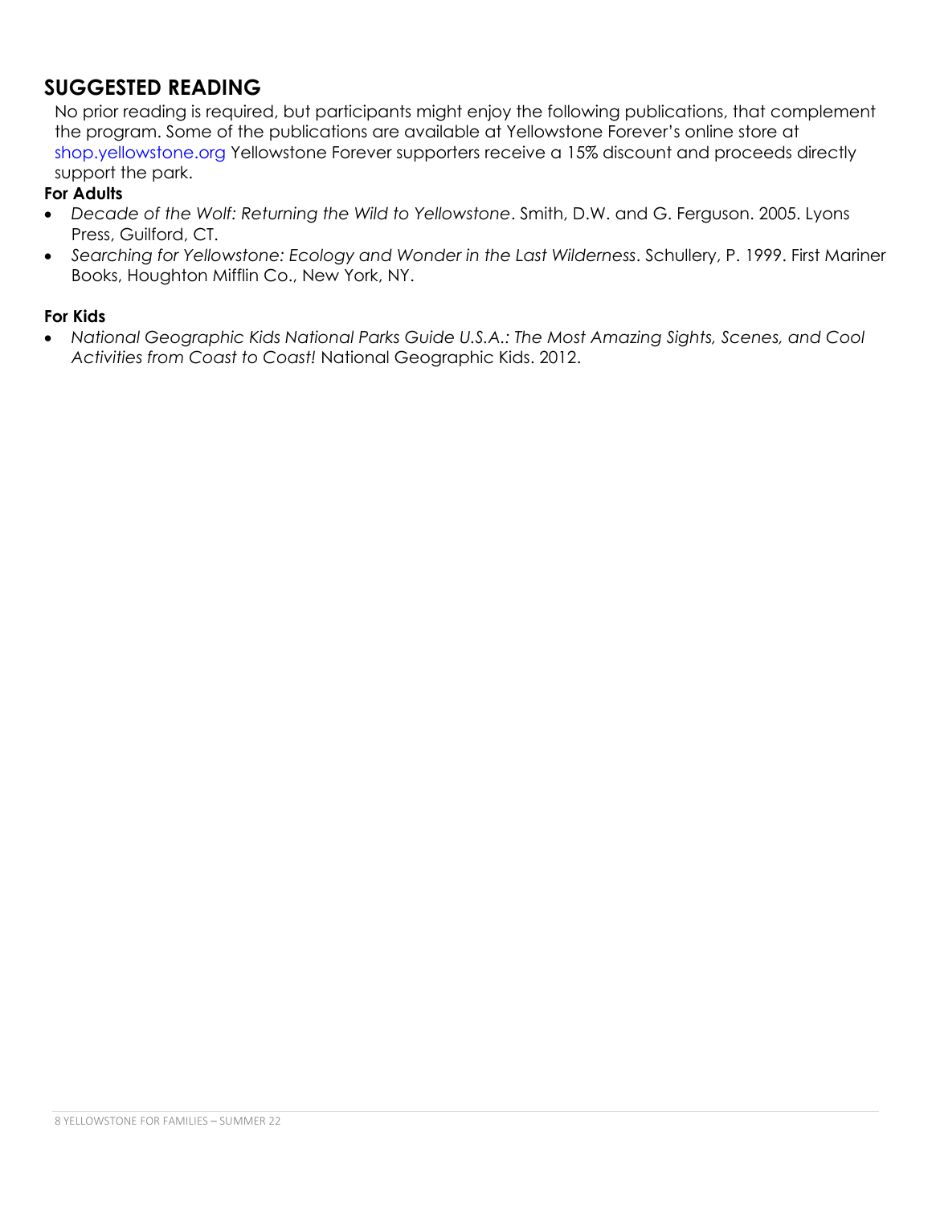## SUGGESTED READING

No prior reading is required, but participants might enjoy the following publications, that complement the program. Some of the publications are available at Yellowstone Forever's online store at shop.yellowstone.org Yellowstone Forever supporters receive a 15% discount and proceeds directly support the park.

**For Adults**

- *Decade of the Wolf: Returning the Wild to Yellowstone*. Smith, D.W. and G. Ferguson. 2005. Lyons Press, Guilford, CT.
- *Searching for Yellowstone: Ecology and Wonder in the Last Wilderness*. Schullery, P. 1999. First Mariner Books, Houghton Mifflin Co., New York, NY.

**For Kids**

- *National Geographic Kids National Parks Guide U.S.A.: The Most Amazing Sights, Scenes, and Cool Activities from Coast to Coast!* National Geographic Kids. 2012.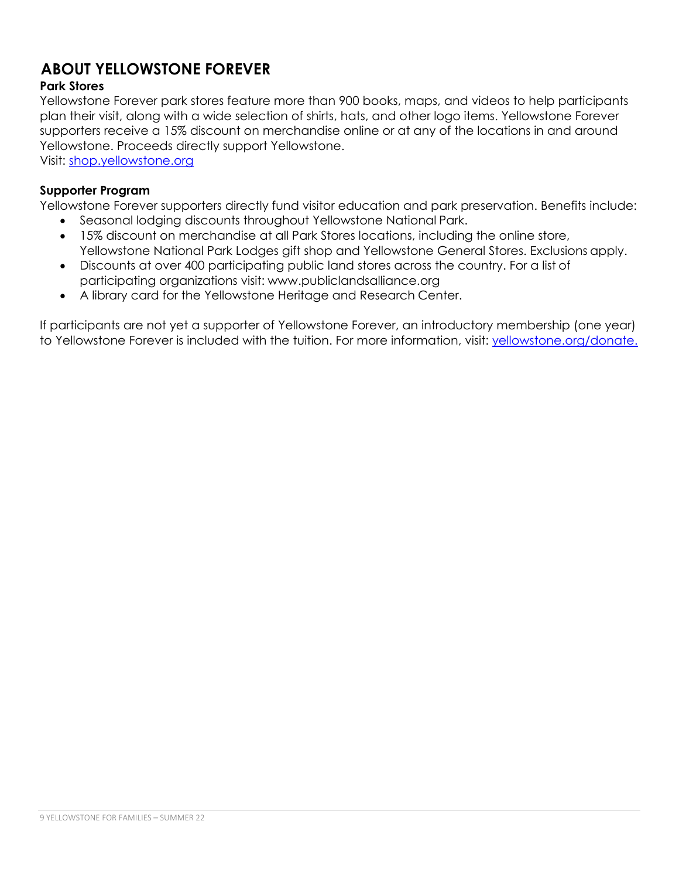# ABOUT YELLOWSTONE FOREVER

### Park Stores

Yellowstone Forever park stores feature more than 900 books, maps, and videos to help participants plan their visit, along with a wide selection of shirts, hats, and other logo items. Yellowstone Forever supporters receive a 15% discount on merchandise online or at any of the locations in and around Yellowstone. Proceeds directly support Yellowstone.
Visit: [shop.yellowstone.org](shop.yellowstone.org)

### Supporter Program

Yellowstone Forever supporters directly fund visitor education and park preservation. Benefits include:

- Seasonal lodging discounts throughout Yellowstone National Park.
- 15% discount on merchandise at all Park Stores locations, including the online store, Yellowstone National Park Lodges gift shop and Yellowstone General Stores. Exclusions apply.
- Discounts at over 400 participating public land stores across the country. For a list of participating organizations visit: www.publiclandsalliance.org
- A library card for the Yellowstone Heritage and Research Center.

If participants are not yet a supporter of Yellowstone Forever, an introductory membership (one year) to Yellowstone Forever is included with the tuition. For more information, visit: [yellowstone.org/donate.](yellowstone.org/donate)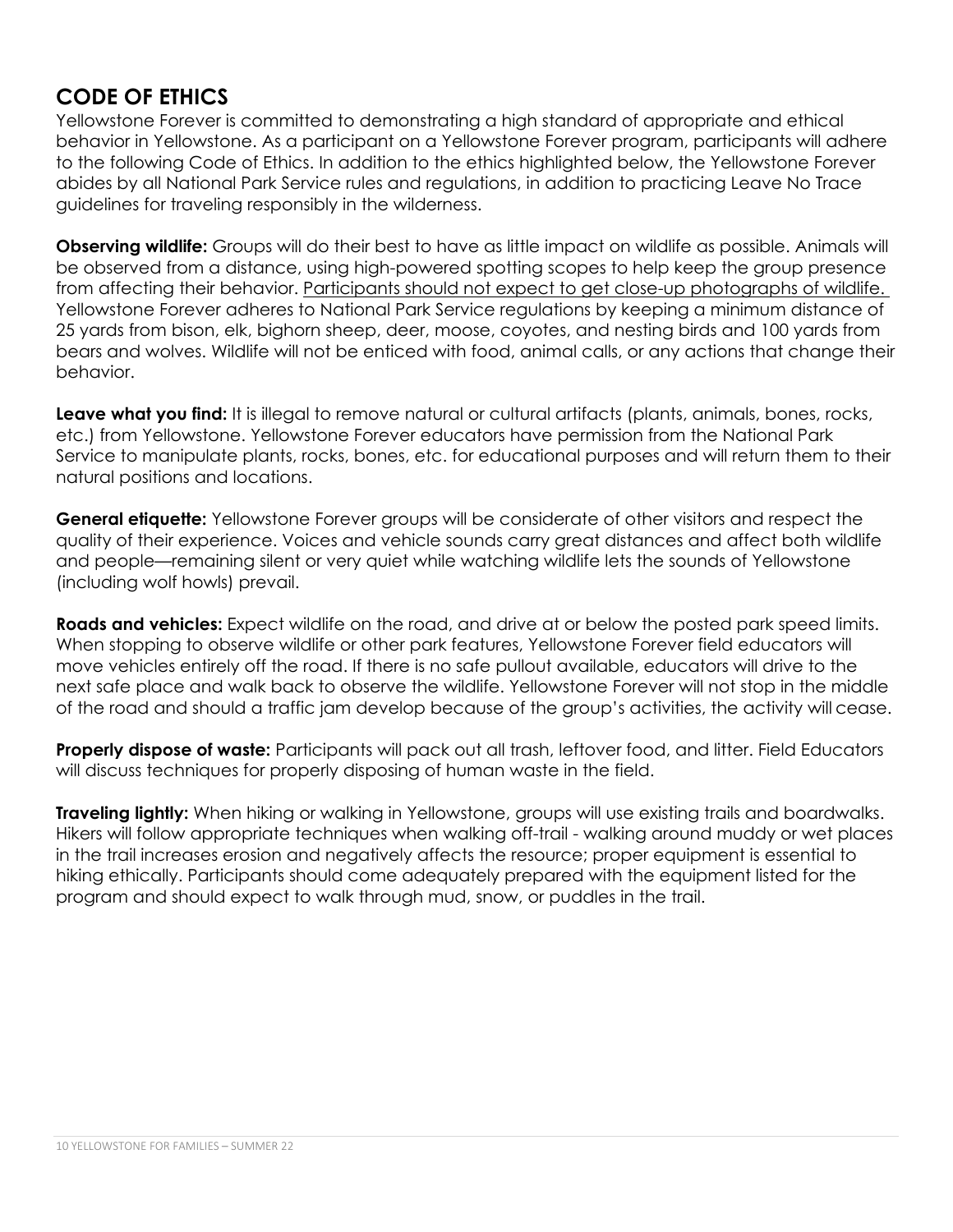## CODE OF ETHICS

Yellowstone Forever is committed to demonstrating a high standard of appropriate and ethical behavior in Yellowstone. As a participant on a Yellowstone Forever program, participants will adhere to the following Code of Ethics. In addition to the ethics highlighted below, the Yellowstone Forever abides by all National Park Service rules and regulations, in addition to practicing Leave No Trace guidelines for traveling responsibly in the wilderness.

**Observing wildlife:** Groups will do their best to have as little impact on wildlife as possible. Animals will be observed from a distance, using high-powered spotting scopes to help keep the group presence from affecting their behavior. Participants should not expect to get close-up photographs of wildlife. Yellowstone Forever adheres to National Park Service regulations by keeping a minimum distance of 25 yards from bison, elk, bighorn sheep, deer, moose, coyotes, and nesting birds and 100 yards from bears and wolves. Wildlife will not be enticed with food, animal calls, or any actions that change their behavior.

**Leave what you find:** It is illegal to remove natural or cultural artifacts (plants, animals, bones, rocks, etc.) from Yellowstone. Yellowstone Forever educators have permission from the National Park Service to manipulate plants, rocks, bones, etc. for educational purposes and will return them to their natural positions and locations.

**General etiquette:** Yellowstone Forever groups will be considerate of other visitors and respect the quality of their experience. Voices and vehicle sounds carry great distances and affect both wildlife and people—remaining silent or very quiet while watching wildlife lets the sounds of Yellowstone (including wolf howls) prevail.

**Roads and vehicles:** Expect wildlife on the road, and drive at or below the posted park speed limits. When stopping to observe wildlife or other park features, Yellowstone Forever field educators will move vehicles entirely off the road. If there is no safe pullout available, educators will drive to the next safe place and walk back to observe the wildlife. Yellowstone Forever will not stop in the middle of the road and should a traffic jam develop because of the group's activities, the activity will cease.

**Properly dispose of waste:** Participants will pack out all trash, leftover food, and litter. Field Educators will discuss techniques for properly disposing of human waste in the field.

**Traveling lightly:** When hiking or walking in Yellowstone, groups will use existing trails and boardwalks. Hikers will follow appropriate techniques when walking off-trail - walking around muddy or wet places in the trail increases erosion and negatively affects the resource; proper equipment is essential to hiking ethically. Participants should come adequately prepared with the equipment listed for the program and should expect to walk through mud, snow, or puddles in the trail.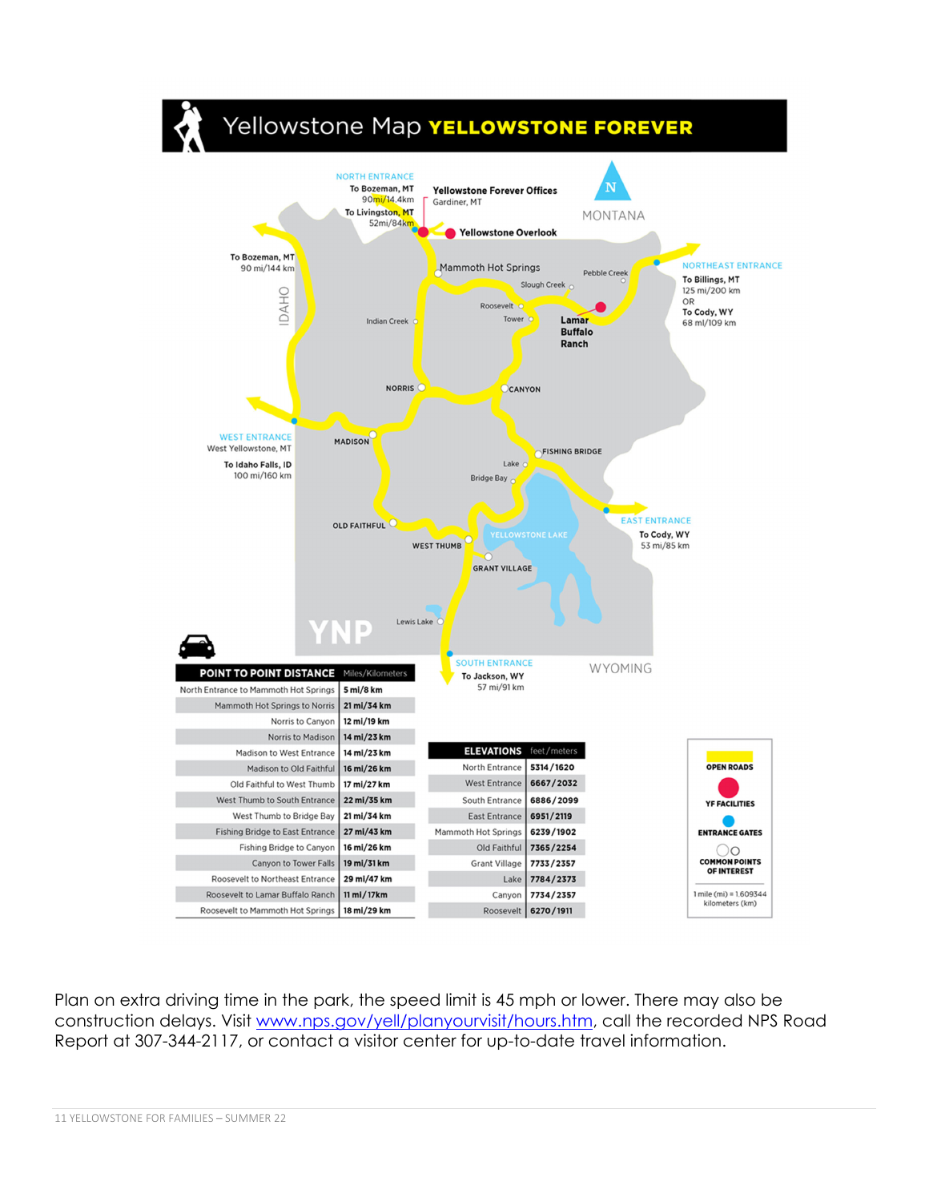# Yellowstone Map YELLOWSTONE FOREVER

NORTH ENTRANCE
To Bozeman, MT
90mi/14.4km
To Livingston, MT
52mi/84km

Yellowstone Forever Offices
Gardiner, MT

Yellowstone Overlook

MONTANA

To Bozeman, MT
90 mi/144 km

IDAHO

Mammoth Hot Springs
Slough Creek
Pebble Creek
Roosevelt
Tower
Indian Creek
Lamar Buffalo Ranch

NORTHEAST ENTRANCE
To Billings, MT
125 mi/200 km
OR
To Cody, WY
68 mi/109 km

NORRIS
CANYON

WEST ENTRANCE
West Yellowstone, MT
To Idaho Falls, ID
100 mi/160 km

MADISON
FISHING BRIDGE
Lake
Bridge Bay

OLD FAITHFUL
WEST THUMB
YELLOWSTONE LAKE

EAST ENTRANCE
To Cody, WY
53 mi/85 km

GRANT VILLAGE
Lewis Lake
YNP

SOUTH ENTRANCE
To Jackson, WY
57 mi/91 km

WYOMING

| POINT TO POINT DISTANCE | Miles/Kilometers |
|---|---|
| North Entrance to Mammoth Hot Springs | 5 mi/8 km |
| Mammoth Hot Springs to Norris | 21 mi/34 km |
| Norris to Canyon | 12 mi/19 km |
| Norris to Madison | 14 mi/23 km |
| Madison to West Entrance | 14 mi/23 km |
| Madison to Old Faithful | 16 mi/26 km |
| Old Faithful to West Thumb | 17 mi/27 km |
| West Thumb to South Entrance | 22 mi/35 km |
| West Thumb to Bridge Bay | 21 mi/34 km |
| Fishing Bridge to East Entrance | 27 mi/43 km |
| Fishing Bridge to Canyon | 16 mi/26 km |
| Canyon to Tower Falls | 19 mi/31 km |
| Roosevelt to Northeast Entrance | 29 mi/47 km |
| Roosevelt to Lamar Buffalo Ranch | 11 mi/17km |
| Roosevelt to Mammoth Hot Springs | 18 mi/29 km |

| ELEVATIONS | feet/meters |
|---|---|
| North Entrance | 5314/1620 |
| West Entrance | 6667/2032 |
| South Entrance | 6886/2099 |
| East Entrance | 6951/2119 |
| Mammoth Hot Springs | 6239/1902 |
| Old Faithful | 7365/2254 |
| Grant Village | 7733/2357 |
| Lake | 7784/2373 |
| Canyon | 7734/2357 |
| Roosevelt | 6270/1911 |

OPEN ROADS
YF FACILITIES
ENTRANCE GATES
COMMON POINTS OF INTEREST
1 mile (mi) = 1.609344 kilometers (km)

Plan on extra driving time in the park, the speed limit is 45 mph or lower. There may also be construction delays. Visit www.nps.gov/yell/planyourvisit/hours.htm, call the recorded NPS Road Report at 307-344-2117, or contact a visitor center for up-to-date travel information.